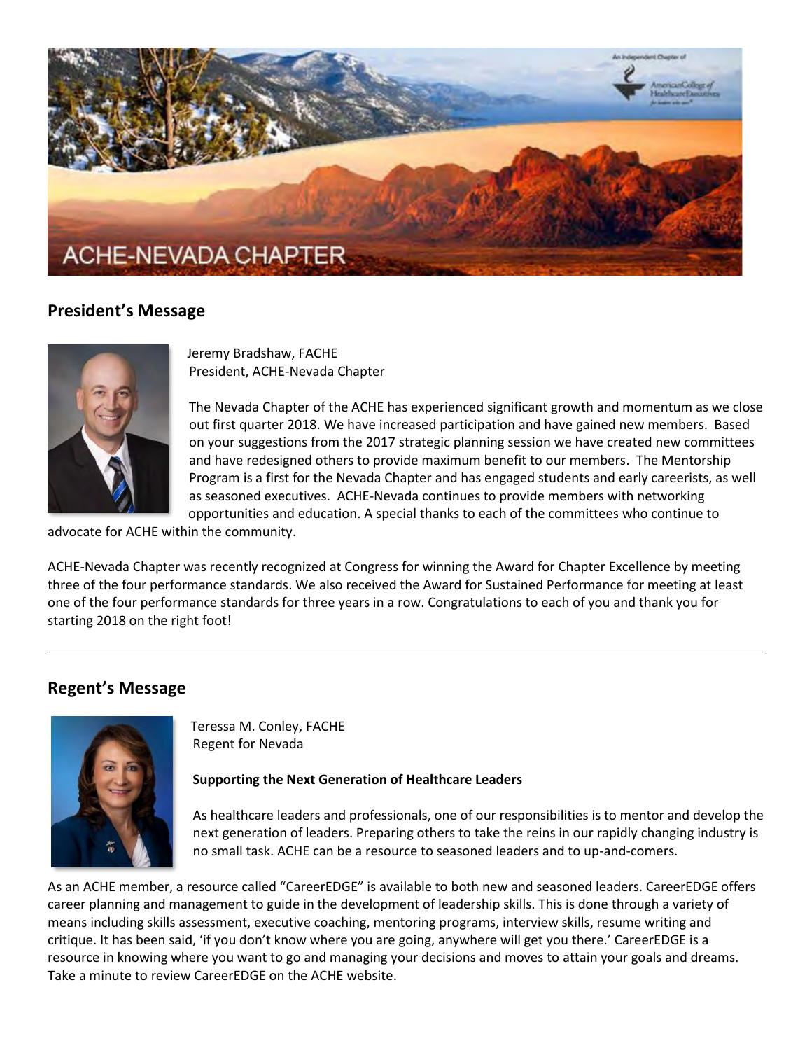# ACHE-NEVADA CHAPTER

## President's Message

Jeremy Bradshaw, FACHE
President, ACHE-Nevada Chapter

The Nevada Chapter of the ACHE has experienced significant growth and momentum as we close out first quarter 2018. We have increased participation and have gained new members. Based on your suggestions from the 2017 strategic planning session we have created new committees and have redesigned others to provide maximum benefit to our members. The Mentorship Program is a first for the Nevada Chapter and has engaged students and early careerists, as well as seasoned executives. ACHE-Nevada continues to provide members with networking opportunities and education. A special thanks to each of the committees who continue to advocate for ACHE within the community.

ACHE-Nevada Chapter was recently recognized at Congress for winning the Award for Chapter Excellence by meeting three of the four performance standards. We also received the Award for Sustained Performance for meeting at least one of the four performance standards for three years in a row. Congratulations to each of you and thank you for starting 2018 on the right foot!

---

## Regent's Message

Teressa M. Conley, FACHE
Regent for Nevada

**Supporting the Next Generation of Healthcare Leaders**

As healthcare leaders and professionals, one of our responsibilities is to mentor and develop the next generation of leaders. Preparing others to take the reins in our rapidly changing industry is no small task. ACHE can be a resource to seasoned leaders and to up-and-comers.

As an ACHE member, a resource called "CareerEDGE" is available to both new and seasoned leaders. CareerEDGE offers career planning and management to guide in the development of leadership skills. This is done through a variety of means including skills assessment, executive coaching, mentoring programs, interview skills, resume writing and critique. It has been said, 'if you don't know where you are going, anywhere will get you there.' CareerEDGE is a resource in knowing where you want to go and managing your decisions and moves to attain your goals and dreams. Take a minute to review CareerEDGE on the ACHE website.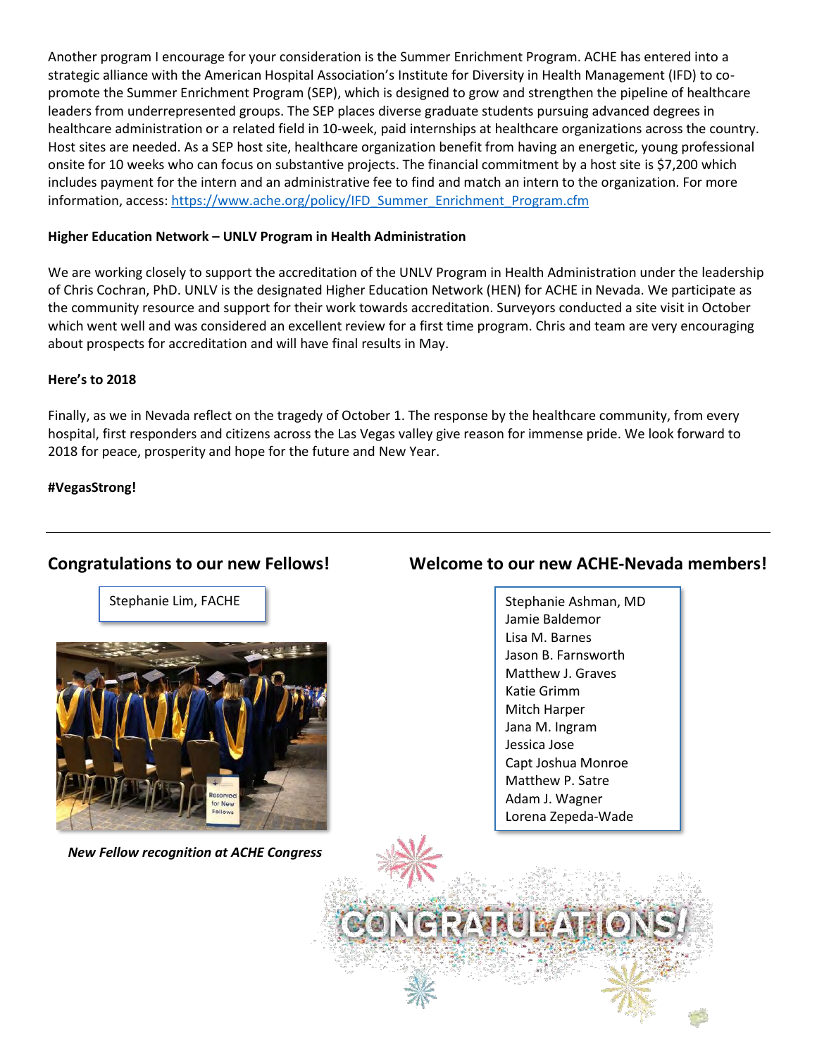Another program I encourage for your consideration is the Summer Enrichment Program. ACHE has entered into a strategic alliance with the American Hospital Association's Institute for Diversity in Health Management (IFD) to co-promote the Summer Enrichment Program (SEP), which is designed to grow and strengthen the pipeline of healthcare leaders from underrepresented groups. The SEP places diverse graduate students pursuing advanced degrees in healthcare administration or a related field in 10-week, paid internships at healthcare organizations across the country. Host sites are needed. As a SEP host site, healthcare organization benefit from having an energetic, young professional onsite for 10 weeks who can focus on substantive projects. The financial commitment by a host site is $7,200 which includes payment for the intern and an administrative fee to find and match an intern to the organization. For more information, access: https://www.ache.org/policy/IFD_Summer_Enrichment_Program.cfm

**Higher Education Network – UNLV Program in Health Administration**

We are working closely to support the accreditation of the UNLV Program in Health Administration under the leadership of Chris Cochran, PhD. UNLV is the designated Higher Education Network (HEN) for ACHE in Nevada. We participate as the community resource and support for their work towards accreditation. Surveyors conducted a site visit in October which went well and was considered an excellent review for a first time program. Chris and team are very encouraging about prospects for accreditation and will have final results in May.

**Here's to 2018**

Finally, as we in Nevada reflect on the tragedy of October 1. The response by the healthcare community, from every hospital, first responders and citizens across the Las Vegas valley give reason for immense pride. We look forward to 2018 for peace, prosperity and hope for the future and New Year.

**#VegasStrong!**

---

## Congratulations to our new Fellows!

Stephanie Lim, FACHE

*New Fellow recognition at ACHE Congress*

## Welcome to our new ACHE-Nevada members!

Stephanie Ashman, MD
Jamie Baldemor
Lisa M. Barnes
Jason B. Farnsworth
Matthew J. Graves
Katie Grimm
Mitch Harper
Jana M. Ingram
Jessica Jose
Capt Joshua Monroe
Matthew P. Satre
Adam J. Wagner
Lorena Zepeda-Wade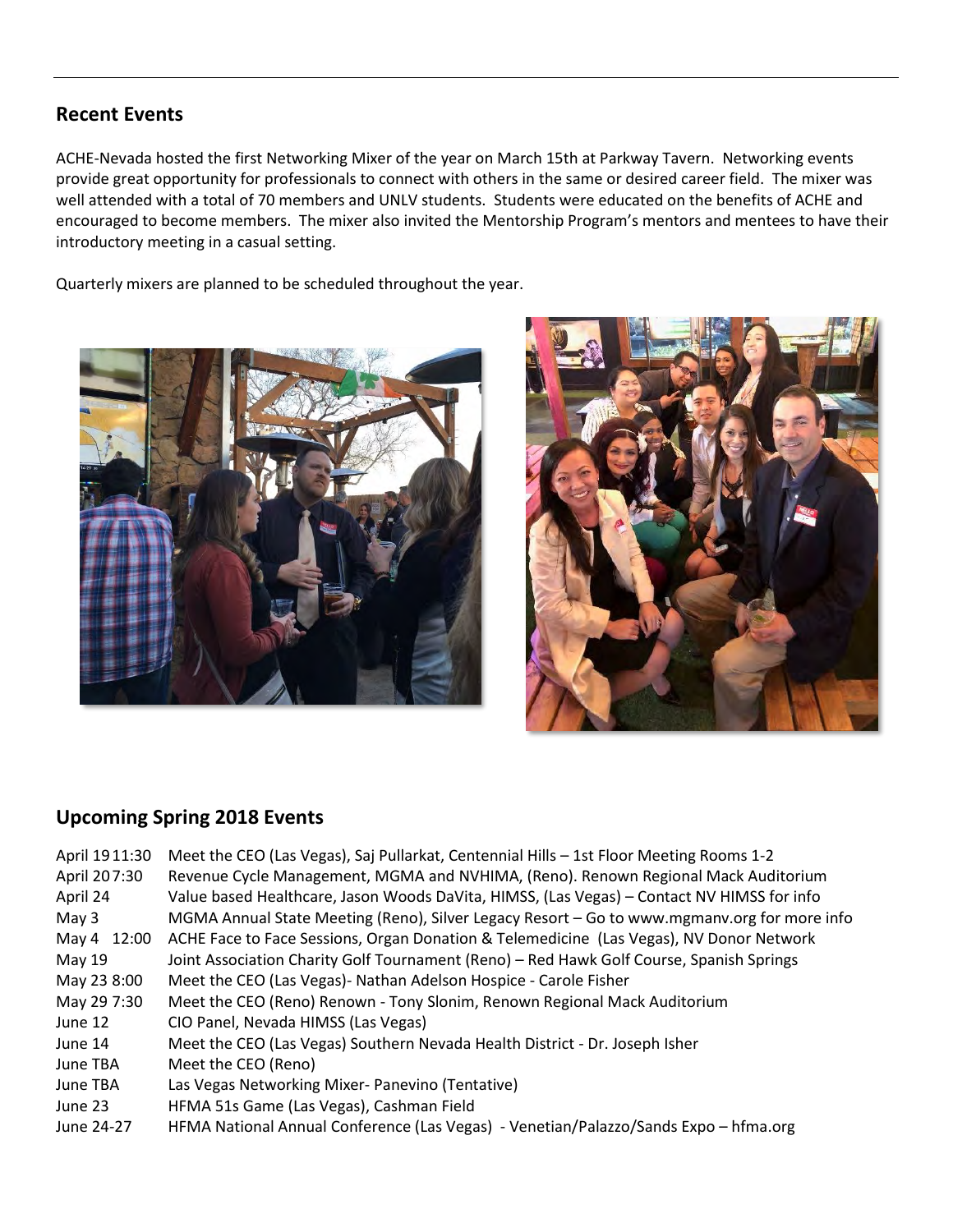## Recent Events

ACHE-Nevada hosted the first Networking Mixer of the year on March 15th at Parkway Tavern. Networking events provide great opportunity for professionals to connect with others in the same or desired career field. The mixer was well attended with a total of 70 members and UNLV students. Students were educated on the benefits of ACHE and encouraged to become members. The mixer also invited the Mentorship Program's mentors and mentees to have their introductory meeting in a casual setting.

Quarterly mixers are planned to be scheduled throughout the year.

## Upcoming Spring 2018 Events

| Date | Event |
|---|---|
| April 19 11:30 | Meet the CEO (Las Vegas), Saj Pullarkat, Centennial Hills – 1st Floor Meeting Rooms 1-2 |
| April 20 7:30 | Revenue Cycle Management, MGMA and NVHIMA, (Reno). Renown Regional Mack Auditorium |
| April 24 | Value based Healthcare, Jason Woods DaVita, HIMSS, (Las Vegas) – Contact NV HIMSS for info |
| May 3 | MGMA Annual State Meeting (Reno), Silver Legacy Resort – Go to www.mgmanv.org for more info |
| May 4 12:00 | ACHE Face to Face Sessions, Organ Donation & Telemedicine (Las Vegas), NV Donor Network |
| May 19 | Joint Association Charity Golf Tournament (Reno) – Red Hawk Golf Course, Spanish Springs |
| May 23 8:00 | Meet the CEO (Las Vegas)- Nathan Adelson Hospice - Carole Fisher |
| May 29 7:30 | Meet the CEO (Reno) Renown - Tony Slonim, Renown Regional Mack Auditorium |
| June 12 | CIO Panel, Nevada HIMSS (Las Vegas) |
| June 14 | Meet the CEO (Las Vegas) Southern Nevada Health District - Dr. Joseph Isher |
| June TBA | Meet the CEO (Reno) |
| June TBA | Las Vegas Networking Mixer- Panevino (Tentative) |
| June 23 | HFMA 51s Game (Las Vegas), Cashman Field |
| June 24-27 | HFMA National Annual Conference (Las Vegas) - Venetian/Palazzo/Sands Expo – hfma.org |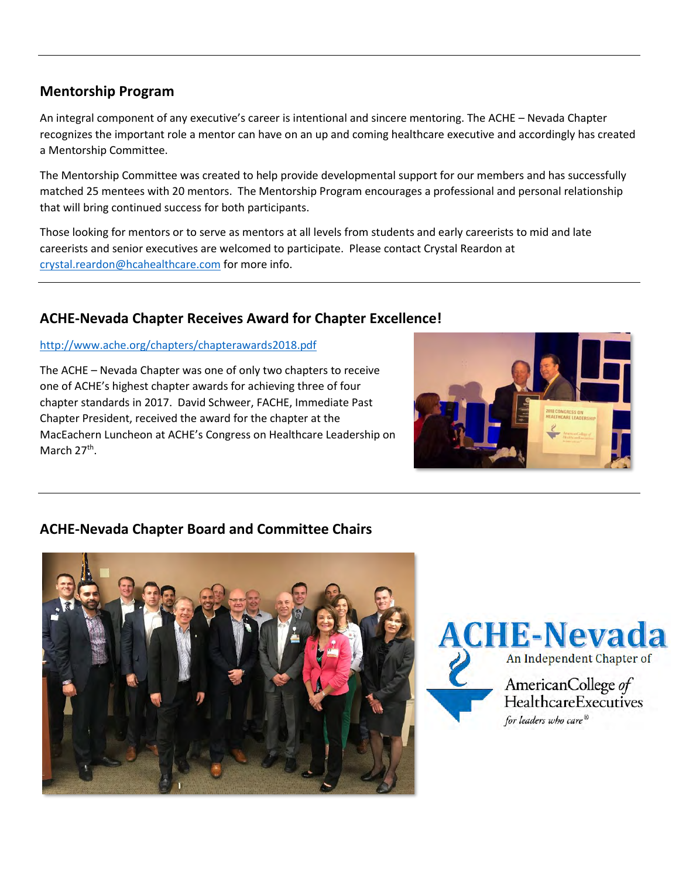## Mentorship Program

An integral component of any executive's career is intentional and sincere mentoring. The ACHE – Nevada Chapter recognizes the important role a mentor can have on an up and coming healthcare executive and accordingly has created a Mentorship Committee.

The Mentorship Committee was created to help provide developmental support for our members and has successfully matched 25 mentees with 20 mentors. The Mentorship Program encourages a professional and personal relationship that will bring continued success for both participants.

Those looking for mentors or to serve as mentors at all levels from students and early careerists to mid and late careerists and senior executives are welcomed to participate. Please contact Crystal Reardon at crystal.reardon@hcahealthcare.com for more info.

## ACHE-Nevada Chapter Receives Award for Chapter Excellence!

http://www.ache.org/chapters/chapterawards2018.pdf

The ACHE – Nevada Chapter was one of only two chapters to receive one of ACHE's highest chapter awards for achieving three of four chapter standards in 2017. David Schweer, FACHE, Immediate Past Chapter President, received the award for the chapter at the MacEachern Luncheon at ACHE's Congress on Healthcare Leadership on March 27th.

## ACHE-Nevada Chapter Board and Committee Chairs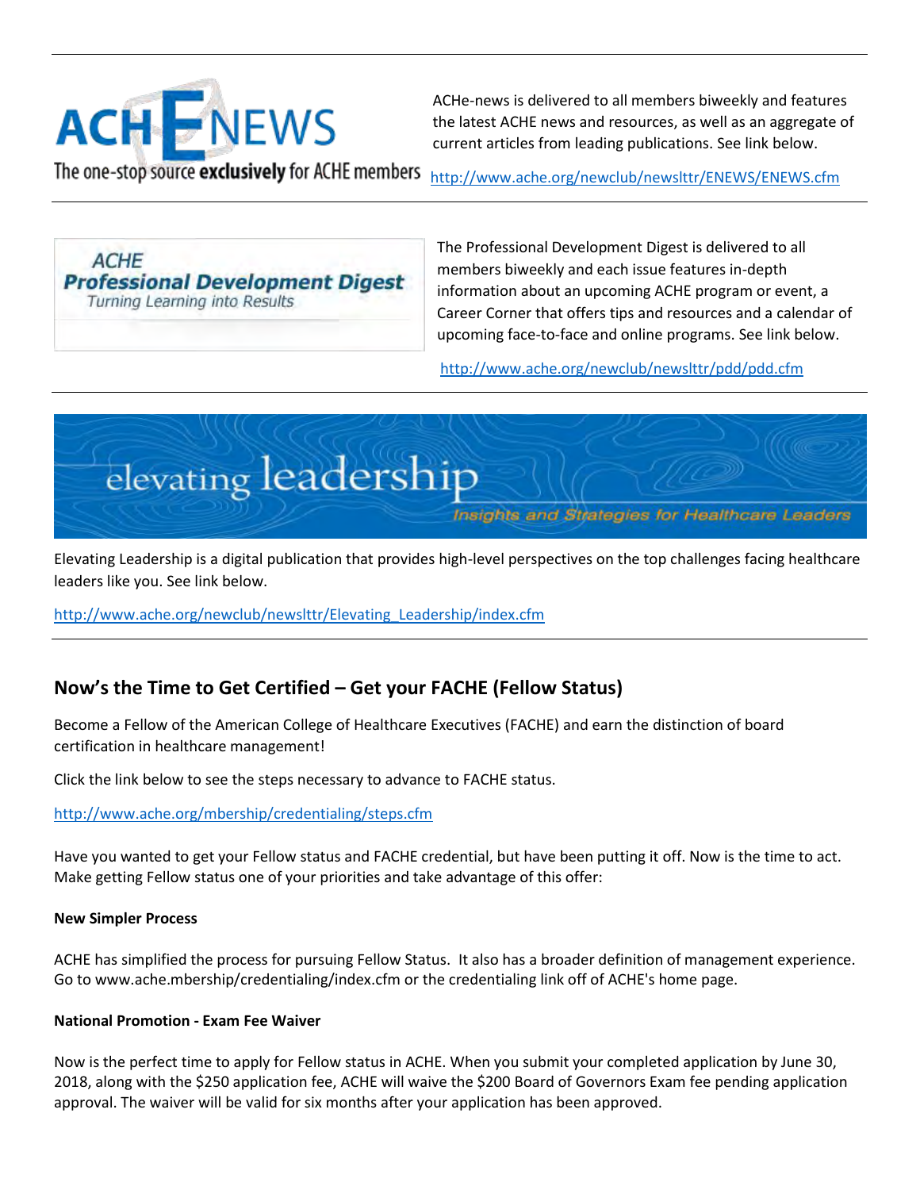ACHE NEWS

The one-stop source **exclusively** for ACHE members

ACHe-news is delivered to all members biweekly and features the latest ACHE news and resources, as well as an aggregate of current articles from leading publications. See link below.

http://www.ache.org/newclub/newslttr/ENEWS/ENEWS.cfm

---

*ACHE*
***Professional Development Digest***
*Turning Learning into Results*

The Professional Development Digest is delivered to all members biweekly and each issue features in-depth information about an upcoming ACHE program or event, a Career Corner that offers tips and resources and a calendar of upcoming face-to-face and online programs. See link below.

http://www.ache.org/newclub/newslttr/pdd/pdd.cfm

---

elevating leadership
*Insights and Strategies for Healthcare Leaders*

Elevating Leadership is a digital publication that provides high-level perspectives on the top challenges facing healthcare leaders like you. See link below.

http://www.ache.org/newclub/newslttr/Elevating_Leadership/index.cfm

---

## Now's the Time to Get Certified – Get your FACHE (Fellow Status)

Become a Fellow of the American College of Healthcare Executives (FACHE) and earn the distinction of board certification in healthcare management!

Click the link below to see the steps necessary to advance to FACHE status.

http://www.ache.org/mbership/credentialing/steps.cfm

Have you wanted to get your Fellow status and FACHE credential, but have been putting it off. Now is the time to act. Make getting Fellow status one of your priorities and take advantage of this offer:

**New Simpler Process**

ACHE has simplified the process for pursuing Fellow Status. It also has a broader definition of management experience. Go to www.ache.mbership/credentialing/index.cfm or the credentialing link off of ACHE's home page.

**National Promotion - Exam Fee Waiver**

Now is the perfect time to apply for Fellow status in ACHE. When you submit your completed application by June 30, 2018, along with the $250 application fee, ACHE will waive the $200 Board of Governors Exam fee pending application approval. The waiver will be valid for six months after your application has been approved.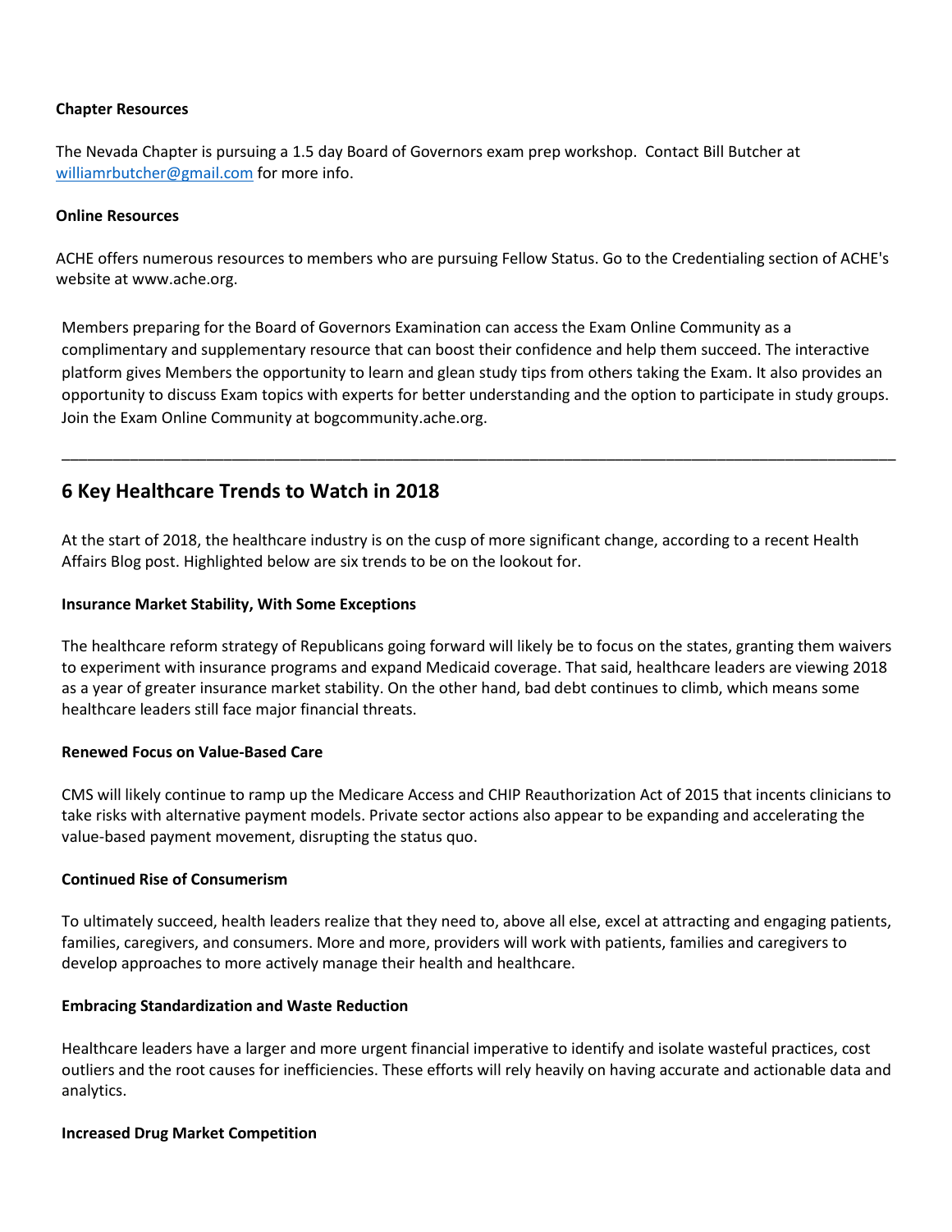**Chapter Resources**

The Nevada Chapter is pursuing a 1.5 day Board of Governors exam prep workshop. Contact Bill Butcher at [williamrbutcher@gmail.com](mailto:williamrbutcher@gmail.com) for more info.

**Online Resources**

ACHE offers numerous resources to members who are pursuing Fellow Status. Go to the Credentialing section of ACHE's website at www.ache.org.

Members preparing for the Board of Governors Examination can access the Exam Online Community as a complimentary and supplementary resource that can boost their confidence and help them succeed. The interactive platform gives Members the opportunity to learn and glean study tips from others taking the Exam. It also provides an opportunity to discuss Exam topics with experts for better understanding and the option to participate in study groups. Join the Exam Online Community at bogcommunity.ache.org.

---

## 6 Key Healthcare Trends to Watch in 2018

At the start of 2018, the healthcare industry is on the cusp of more significant change, according to a recent Health Affairs Blog post. Highlighted below are six trends to be on the lookout for.

**Insurance Market Stability, With Some Exceptions**

The healthcare reform strategy of Republicans going forward will likely be to focus on the states, granting them waivers to experiment with insurance programs and expand Medicaid coverage. That said, healthcare leaders are viewing 2018 as a year of greater insurance market stability. On the other hand, bad debt continues to climb, which means some healthcare leaders still face major financial threats.

**Renewed Focus on Value-Based Care**

CMS will likely continue to ramp up the Medicare Access and CHIP Reauthorization Act of 2015 that incents clinicians to take risks with alternative payment models. Private sector actions also appear to be expanding and accelerating the value-based payment movement, disrupting the status quo.

**Continued Rise of Consumerism**

To ultimately succeed, health leaders realize that they need to, above all else, excel at attracting and engaging patients, families, caregivers, and consumers. More and more, providers will work with patients, families and caregivers to develop approaches to more actively manage their health and healthcare.

**Embracing Standardization and Waste Reduction**

Healthcare leaders have a larger and more urgent financial imperative to identify and isolate wasteful practices, cost outliers and the root causes for inefficiencies. These efforts will rely heavily on having accurate and actionable data and analytics.

**Increased Drug Market Competition**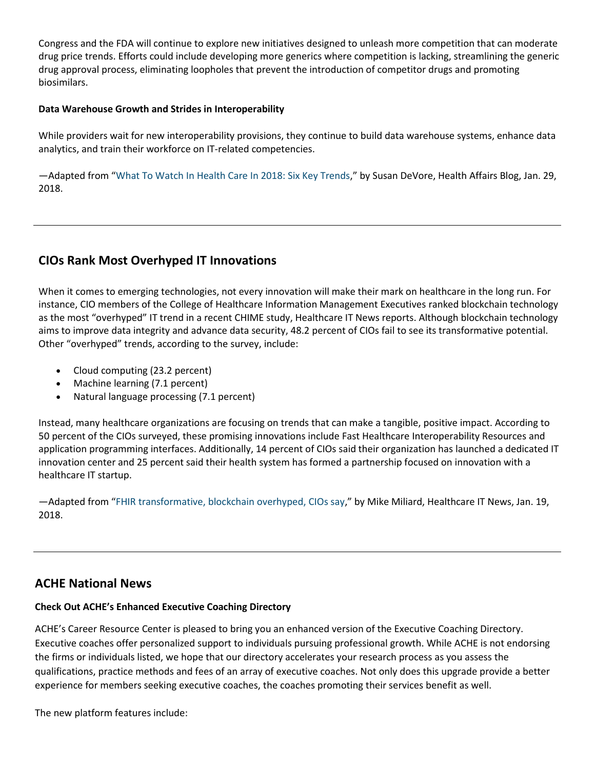Congress and the FDA will continue to explore new initiatives designed to unleash more competition that can moderate drug price trends. Efforts could include developing more generics where competition is lacking, streamlining the generic drug approval process, eliminating loopholes that prevent the introduction of competitor drugs and promoting biosimilars.

**Data Warehouse Growth and Strides in Interoperability**

While providers wait for new interoperability provisions, they continue to build data warehouse systems, enhance data analytics, and train their workforce on IT-related competencies.

—Adapted from "What To Watch In Health Care In 2018: Six Key Trends," by Susan DeVore, Health Affairs Blog, Jan. 29, 2018.

---

## CIOs Rank Most Overhyped IT Innovations

When it comes to emerging technologies, not every innovation will make their mark on healthcare in the long run. For instance, CIO members of the College of Healthcare Information Management Executives ranked blockchain technology as the most "overhyped" IT trend in a recent CHIME study, Healthcare IT News reports. Although blockchain technology aims to improve data integrity and advance data security, 48.2 percent of CIOs fail to see its transformative potential. Other "overhyped" trends, according to the survey, include:

- Cloud computing (23.2 percent)
- Machine learning (7.1 percent)
- Natural language processing (7.1 percent)

Instead, many healthcare organizations are focusing on trends that can make a tangible, positive impact. According to 50 percent of the CIOs surveyed, these promising innovations include Fast Healthcare Interoperability Resources and application programming interfaces. Additionally, 14 percent of CIOs said their organization has launched a dedicated IT innovation center and 25 percent said their health system has formed a partnership focused on innovation with a healthcare IT startup.

—Adapted from "FHIR transformative, blockchain overhyped, CIOs say," by Mike Miliard, Healthcare IT News, Jan. 19, 2018.

---

## ACHE National News

**Check Out ACHE's Enhanced Executive Coaching Directory**

ACHE's Career Resource Center is pleased to bring you an enhanced version of the Executive Coaching Directory. Executive coaches offer personalized support to individuals pursuing professional growth. While ACHE is not endorsing the firms or individuals listed, we hope that our directory accelerates your research process as you assess the qualifications, practice methods and fees of an array of executive coaches. Not only does this upgrade provide a better experience for members seeking executive coaches, the coaches promoting their services benefit as well.

The new platform features include: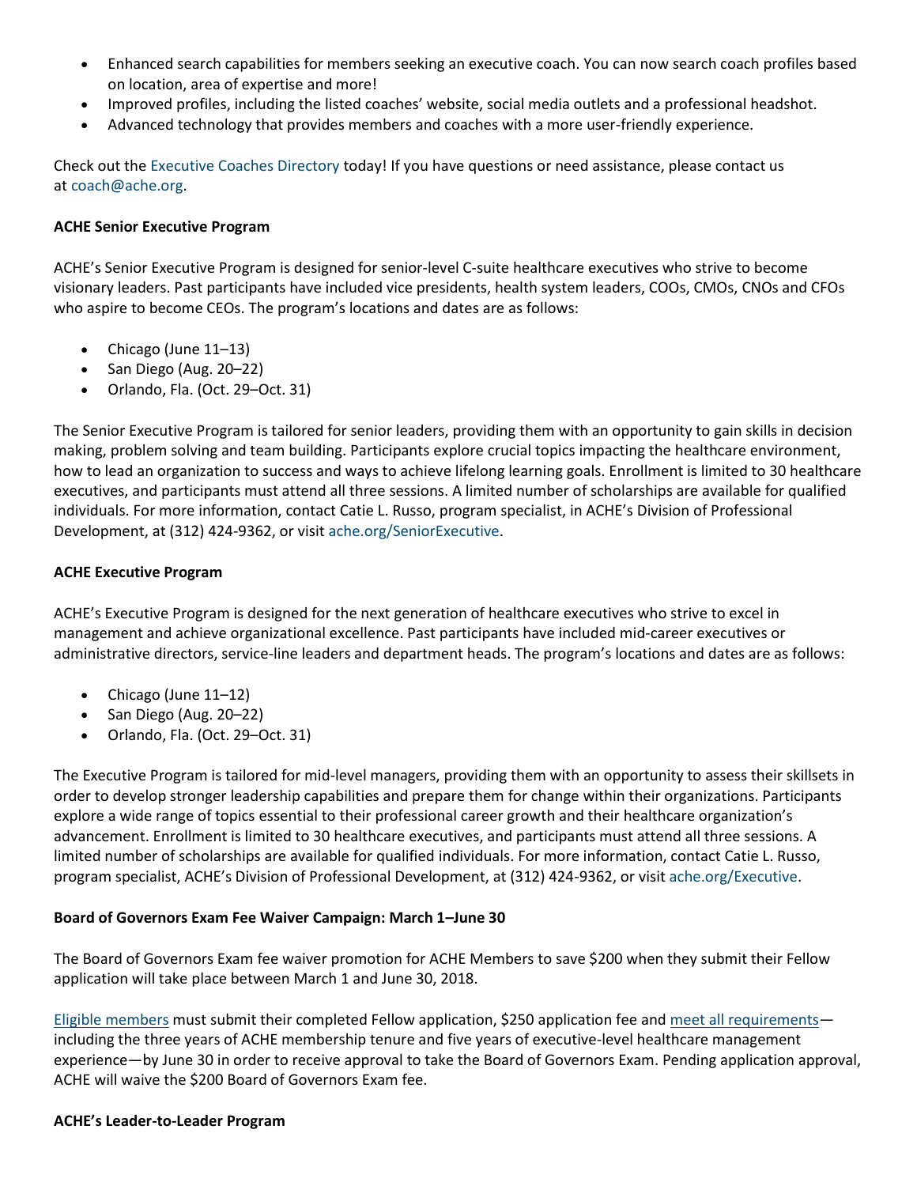- Enhanced search capabilities for members seeking an executive coach. You can now search coach profiles based on location, area of expertise and more!
- Improved profiles, including the listed coaches' website, social media outlets and a professional headshot.
- Advanced technology that provides members and coaches with a more user-friendly experience.

Check out the Executive Coaches Directory today! If you have questions or need assistance, please contact us at coach@ache.org.

**ACHE Senior Executive Program**

ACHE's Senior Executive Program is designed for senior-level C-suite healthcare executives who strive to become visionary leaders. Past participants have included vice presidents, health system leaders, COOs, CMOs, CNOs and CFOs who aspire to become CEOs. The program's locations and dates are as follows:

- Chicago (June 11–13)
- San Diego (Aug. 20–22)
- Orlando, Fla. (Oct. 29–Oct. 31)

The Senior Executive Program is tailored for senior leaders, providing them with an opportunity to gain skills in decision making, problem solving and team building. Participants explore crucial topics impacting the healthcare environment, how to lead an organization to success and ways to achieve lifelong learning goals. Enrollment is limited to 30 healthcare executives, and participants must attend all three sessions. A limited number of scholarships are available for qualified individuals. For more information, contact Catie L. Russo, program specialist, in ACHE's Division of Professional Development, at (312) 424-9362, or visit ache.org/SeniorExecutive.

**ACHE Executive Program**

ACHE's Executive Program is designed for the next generation of healthcare executives who strive to excel in management and achieve organizational excellence. Past participants have included mid-career executives or administrative directors, service-line leaders and department heads. The program's locations and dates are as follows:

- Chicago (June 11–12)
- San Diego (Aug. 20–22)
- Orlando, Fla. (Oct. 29–Oct. 31)

The Executive Program is tailored for mid-level managers, providing them with an opportunity to assess their skillsets in order to develop stronger leadership capabilities and prepare them for change within their organizations. Participants explore a wide range of topics essential to their professional career growth and their healthcare organization's advancement. Enrollment is limited to 30 healthcare executives, and participants must attend all three sessions. A limited number of scholarships are available for qualified individuals. For more information, contact Catie L. Russo, program specialist, ACHE's Division of Professional Development, at (312) 424-9362, or visit ache.org/Executive.

**Board of Governors Exam Fee Waiver Campaign: March 1–June 30**

The Board of Governors Exam fee waiver promotion for ACHE Members to save $200 when they submit their Fellow application will take place between March 1 and June 30, 2018.

Eligible members must submit their completed Fellow application, $250 application fee and meet all requirements—including the three years of ACHE membership tenure and five years of executive-level healthcare management experience—by June 30 in order to receive approval to take the Board of Governors Exam. Pending application approval, ACHE will waive the $200 Board of Governors Exam fee.

**ACHE's Leader-to-Leader Program**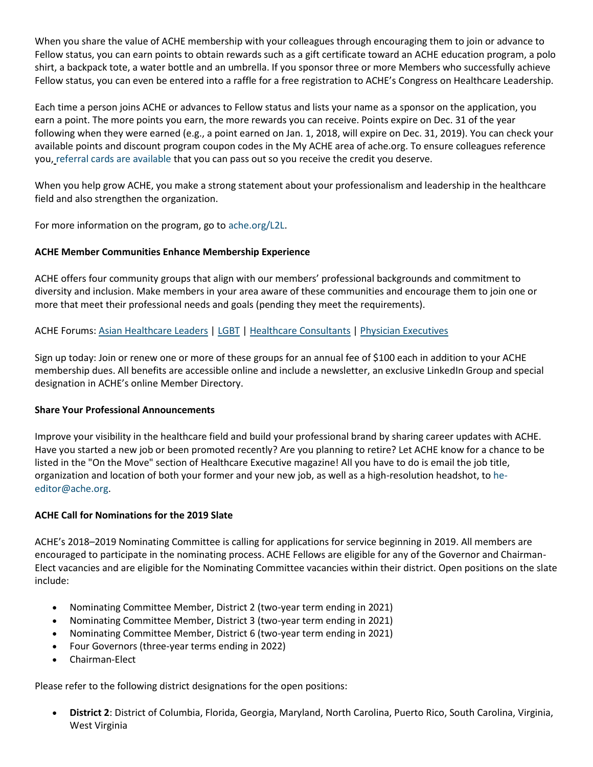When you share the value of ACHE membership with your colleagues through encouraging them to join or advance to Fellow status, you can earn points to obtain rewards such as a gift certificate toward an ACHE education program, a polo shirt, a backpack tote, a water bottle and an umbrella. If you sponsor three or more Members who successfully achieve Fellow status, you can even be entered into a raffle for a free registration to ACHE's Congress on Healthcare Leadership.

Each time a person joins ACHE or advances to Fellow status and lists your name as a sponsor on the application, you earn a point. The more points you earn, the more rewards you can receive. Points expire on Dec. 31 of the year following when they were earned (e.g., a point earned on Jan. 1, 2018, will expire on Dec. 31, 2019). You can check your available points and discount program coupon codes in the My ACHE area of ache.org. To ensure colleagues reference you, referral cards are available that you can pass out so you receive the credit you deserve.

When you help grow ACHE, you make a strong statement about your professionalism and leadership in the healthcare field and also strengthen the organization.

For more information on the program, go to ache.org/L2L.

**ACHE Member Communities Enhance Membership Experience**

ACHE offers four community groups that align with our members' professional backgrounds and commitment to diversity and inclusion. Make members in your area aware of these communities and encourage them to join one or more that meet their professional needs and goals (pending they meet the requirements).

ACHE Forums: Asian Healthcare Leaders | LGBT | Healthcare Consultants | Physician Executives

Sign up today: Join or renew one or more of these groups for an annual fee of $100 each in addition to your ACHE membership dues. All benefits are accessible online and include a newsletter, an exclusive LinkedIn Group and special designation in ACHE's online Member Directory.

**Share Your Professional Announcements**

Improve your visibility in the healthcare field and build your professional brand by sharing career updates with ACHE. Have you started a new job or been promoted recently? Are you planning to retire? Let ACHE know for a chance to be listed in the "On the Move" section of Healthcare Executive magazine! All you have to do is email the job title, organization and location of both your former and your new job, as well as a high-resolution headshot, to he-editor@ache.org.

**ACHE Call for Nominations for the 2019 Slate**

ACHE's 2018–2019 Nominating Committee is calling for applications for service beginning in 2019. All members are encouraged to participate in the nominating process. ACHE Fellows are eligible for any of the Governor and Chairman-Elect vacancies and are eligible for the Nominating Committee vacancies within their district. Open positions on the slate include:

- Nominating Committee Member, District 2 (two-year term ending in 2021)
- Nominating Committee Member, District 3 (two-year term ending in 2021)
- Nominating Committee Member, District 6 (two-year term ending in 2021)
- Four Governors (three-year terms ending in 2022)
- Chairman-Elect

Please refer to the following district designations for the open positions:

- **District 2**: District of Columbia, Florida, Georgia, Maryland, North Carolina, Puerto Rico, South Carolina, Virginia, West Virginia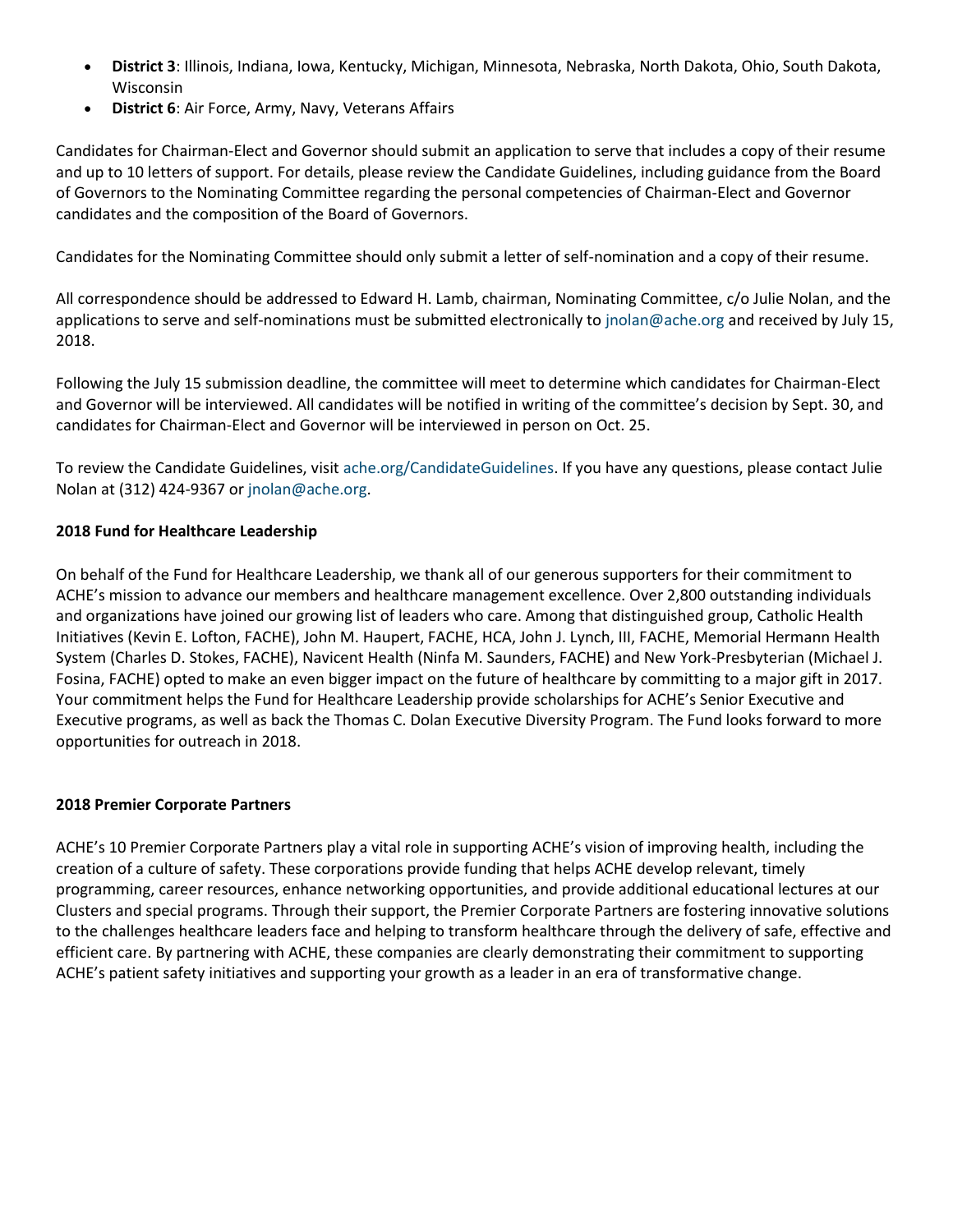- **District 3**: Illinois, Indiana, Iowa, Kentucky, Michigan, Minnesota, Nebraska, North Dakota, Ohio, South Dakota, Wisconsin
- **District 6**: Air Force, Army, Navy, Veterans Affairs

Candidates for Chairman-Elect and Governor should submit an application to serve that includes a copy of their resume and up to 10 letters of support. For details, please review the Candidate Guidelines, including guidance from the Board of Governors to the Nominating Committee regarding the personal competencies of Chairman-Elect and Governor candidates and the composition of the Board of Governors.

Candidates for the Nominating Committee should only submit a letter of self-nomination and a copy of their resume.

All correspondence should be addressed to Edward H. Lamb, chairman, Nominating Committee, c/o Julie Nolan, and the applications to serve and self-nominations must be submitted electronically to jnolan@ache.org and received by July 15, 2018.

Following the July 15 submission deadline, the committee will meet to determine which candidates for Chairman-Elect and Governor will be interviewed. All candidates will be notified in writing of the committee's decision by Sept. 30, and candidates for Chairman-Elect and Governor will be interviewed in person on Oct. 25.

To review the Candidate Guidelines, visit ache.org/CandidateGuidelines. If you have any questions, please contact Julie Nolan at (312) 424-9367 or jnolan@ache.org.

**2018 Fund for Healthcare Leadership**

On behalf of the Fund for Healthcare Leadership, we thank all of our generous supporters for their commitment to ACHE's mission to advance our members and healthcare management excellence. Over 2,800 outstanding individuals and organizations have joined our growing list of leaders who care. Among that distinguished group, Catholic Health Initiatives (Kevin E. Lofton, FACHE), John M. Haupert, FACHE, HCA, John J. Lynch, III, FACHE, Memorial Hermann Health System (Charles D. Stokes, FACHE), Navicent Health (Ninfa M. Saunders, FACHE) and New York-Presbyterian (Michael J. Fosina, FACHE) opted to make an even bigger impact on the future of healthcare by committing to a major gift in 2017. Your commitment helps the Fund for Healthcare Leadership provide scholarships for ACHE's Senior Executive and Executive programs, as well as back the Thomas C. Dolan Executive Diversity Program. The Fund looks forward to more opportunities for outreach in 2018.

**2018 Premier Corporate Partners**

ACHE's 10 Premier Corporate Partners play a vital role in supporting ACHE's vision of improving health, including the creation of a culture of safety. These corporations provide funding that helps ACHE develop relevant, timely programming, career resources, enhance networking opportunities, and provide additional educational lectures at our Clusters and special programs. Through their support, the Premier Corporate Partners are fostering innovative solutions to the challenges healthcare leaders face and helping to transform healthcare through the delivery of safe, effective and efficient care. By partnering with ACHE, these companies are clearly demonstrating their commitment to supporting ACHE's patient safety initiatives and supporting your growth as a leader in an era of transformative change.